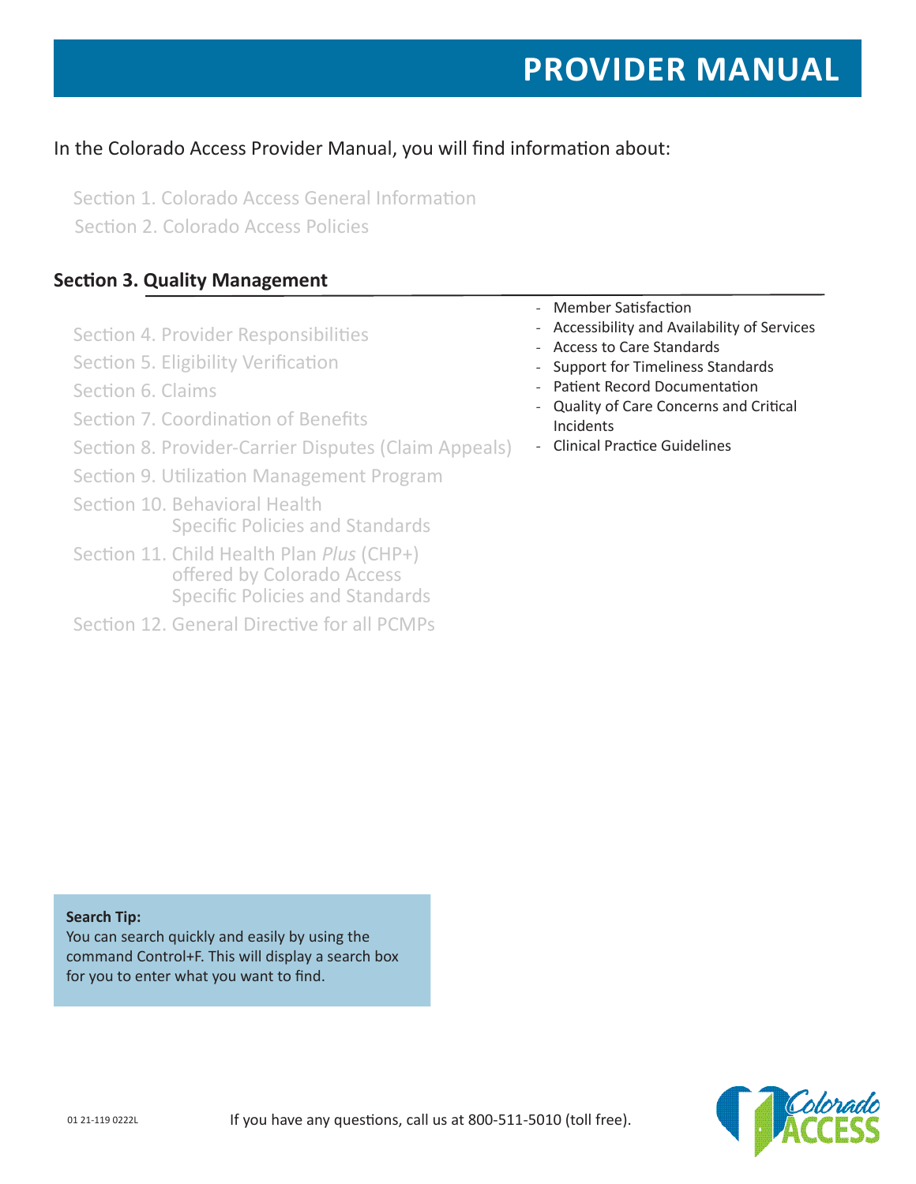# PROVIDER MANUAL

In the Colorado Access Provider Manual, you will find information about:

Section 1. Colorado Access General Information

Section 2. Colorado Access Policies

## Section 3. Quality Management

- Member Satisfaction
- Accessibility and Availability of Services
- Access to Care Standards
- Support for Timeliness Standards
- Patient Record Documentation
- Quality of Care Concerns and Critical Incidents
- Clinical Practice Guidelines

Section 4. Provider Responsibilities

Section 5. Eligibility Verification

Section 6. Claims

Section 7. Coordination of Benefits

Section 8. Provider-Carrier Disputes (Claim Appeals)

Section 9. Utilization Management Program

Section 10. Behavioral Health Specific Policies and Standards

Section 11. Child Health Plan *Plus* (CHP+) offered by Colorado Access Specific Policies and Standards

Section 12. General Directive for all PCMPs

**Search Tip:**
You can search quickly and easily by using the command Control+F. This will display a search box for you to enter what you want to find.

01 21-119 0222L

If you have any questions, call us at 800-511-5010 (toll free).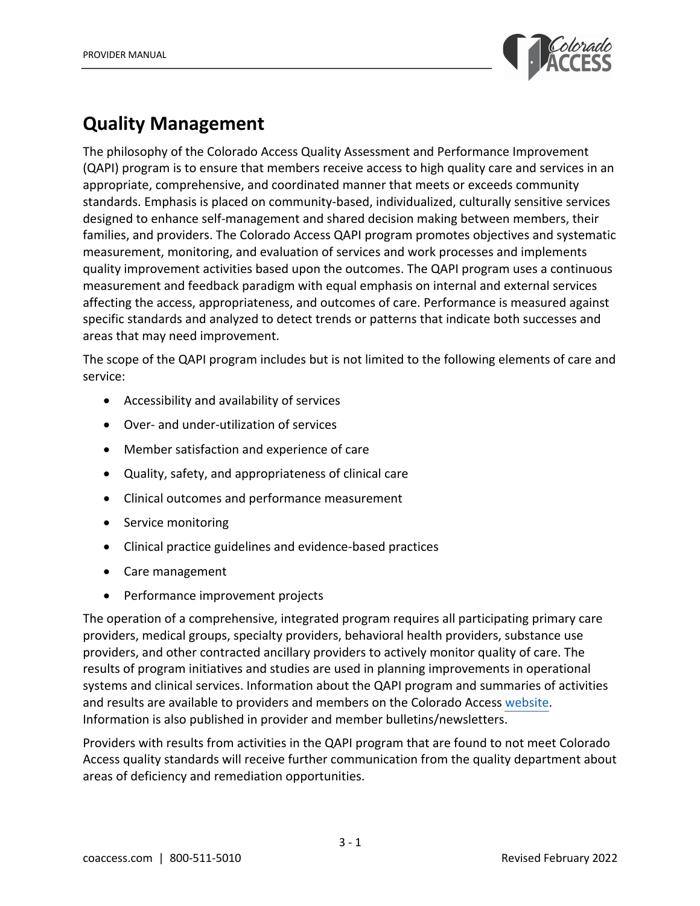# Quality Management

The philosophy of the Colorado Access Quality Assessment and Performance Improvement (QAPI) program is to ensure that members receive access to high quality care and services in an appropriate, comprehensive, and coordinated manner that meets or exceeds community standards. Emphasis is placed on community-based, individualized, culturally sensitive services designed to enhance self-management and shared decision making between members, their families, and providers. The Colorado Access QAPI program promotes objectives and systematic measurement, monitoring, and evaluation of services and work processes and implements quality improvement activities based upon the outcomes. The QAPI program uses a continuous measurement and feedback paradigm with equal emphasis on internal and external services affecting the access, appropriateness, and outcomes of care. Performance is measured against specific standards and analyzed to detect trends or patterns that indicate both successes and areas that may need improvement.

The scope of the QAPI program includes but is not limited to the following elements of care and service:

- Accessibility and availability of services
- Over- and under-utilization of services
- Member satisfaction and experience of care
- Quality, safety, and appropriateness of clinical care
- Clinical outcomes and performance measurement
- Service monitoring
- Clinical practice guidelines and evidence-based practices
- Care management
- Performance improvement projects

The operation of a comprehensive, integrated program requires all participating primary care providers, medical groups, specialty providers, behavioral health providers, substance use providers, and other contracted ancillary providers to actively monitor quality of care. The results of program initiatives and studies are used in planning improvements in operational systems and clinical services. Information about the QAPI program and summaries of activities and results are available to providers and members on the Colorado Access website. Information is also published in provider and member bulletins/newsletters.

Providers with results from activities in the QAPI program that are found to not meet Colorado Access quality standards will receive further communication from the quality department about areas of deficiency and remediation opportunities.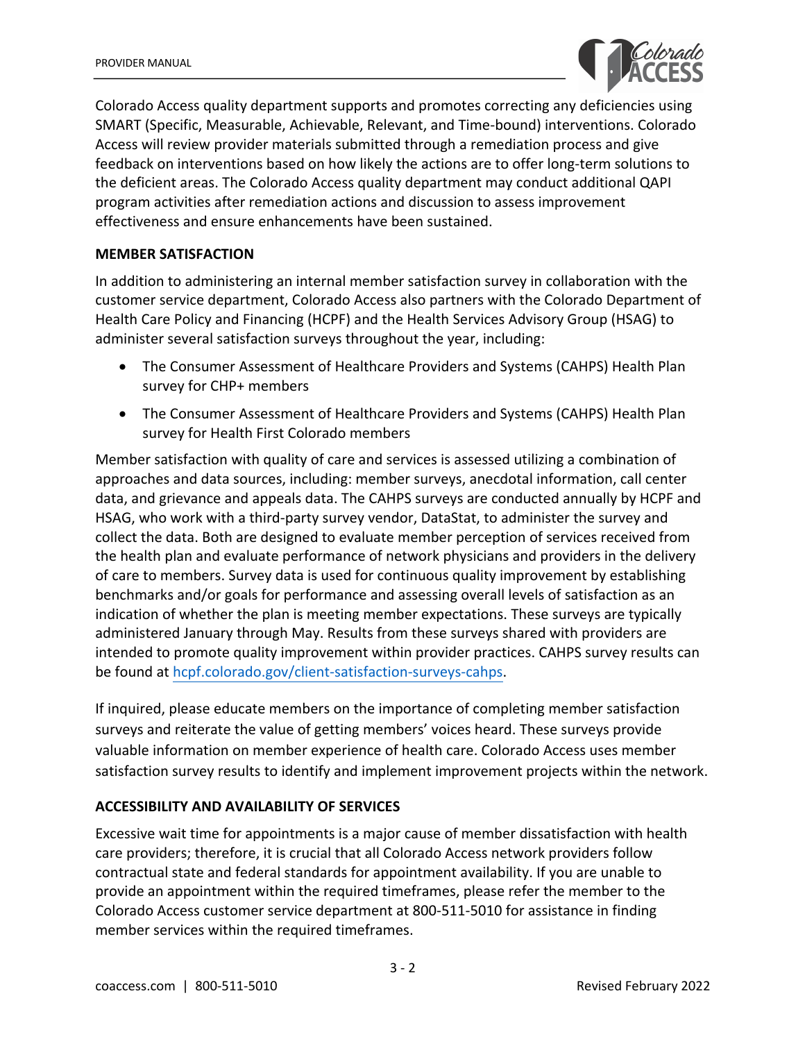Colorado Access quality department supports and promotes correcting any deficiencies using SMART (Specific, Measurable, Achievable, Relevant, and Time-bound) interventions. Colorado Access will review provider materials submitted through a remediation process and give feedback on interventions based on how likely the actions are to offer long-term solutions to the deficient areas. The Colorado Access quality department may conduct additional QAPI program activities after remediation actions and discussion to assess improvement effectiveness and ensure enhancements have been sustained.

**MEMBER SATISFACTION**

In addition to administering an internal member satisfaction survey in collaboration with the customer service department, Colorado Access also partners with the Colorado Department of Health Care Policy and Financing (HCPF) and the Health Services Advisory Group (HSAG) to administer several satisfaction surveys throughout the year, including:

- The Consumer Assessment of Healthcare Providers and Systems (CAHPS) Health Plan survey for CHP+ members
- The Consumer Assessment of Healthcare Providers and Systems (CAHPS) Health Plan survey for Health First Colorado members

Member satisfaction with quality of care and services is assessed utilizing a combination of approaches and data sources, including: member surveys, anecdotal information, call center data, and grievance and appeals data. The CAHPS surveys are conducted annually by HCPF and HSAG, who work with a third-party survey vendor, DataStat, to administer the survey and collect the data. Both are designed to evaluate member perception of services received from the health plan and evaluate performance of network physicians and providers in the delivery of care to members. Survey data is used for continuous quality improvement by establishing benchmarks and/or goals for performance and assessing overall levels of satisfaction as an indication of whether the plan is meeting member expectations. These surveys are typically administered January through May. Results from these surveys shared with providers are intended to promote quality improvement within provider practices. CAHPS survey results can be found at hcpf.colorado.gov/client-satisfaction-surveys-cahps.

If inquired, please educate members on the importance of completing member satisfaction surveys and reiterate the value of getting members' voices heard. These surveys provide valuable information on member experience of health care. Colorado Access uses member satisfaction survey results to identify and implement improvement projects within the network.

**ACCESSIBILITY AND AVAILABILITY OF SERVICES**

Excessive wait time for appointments is a major cause of member dissatisfaction with health care providers; therefore, it is crucial that all Colorado Access network providers follow contractual state and federal standards for appointment availability. If you are unable to provide an appointment within the required timeframes, please refer the member to the Colorado Access customer service department at 800-511-5010 for assistance in finding member services within the required timeframes.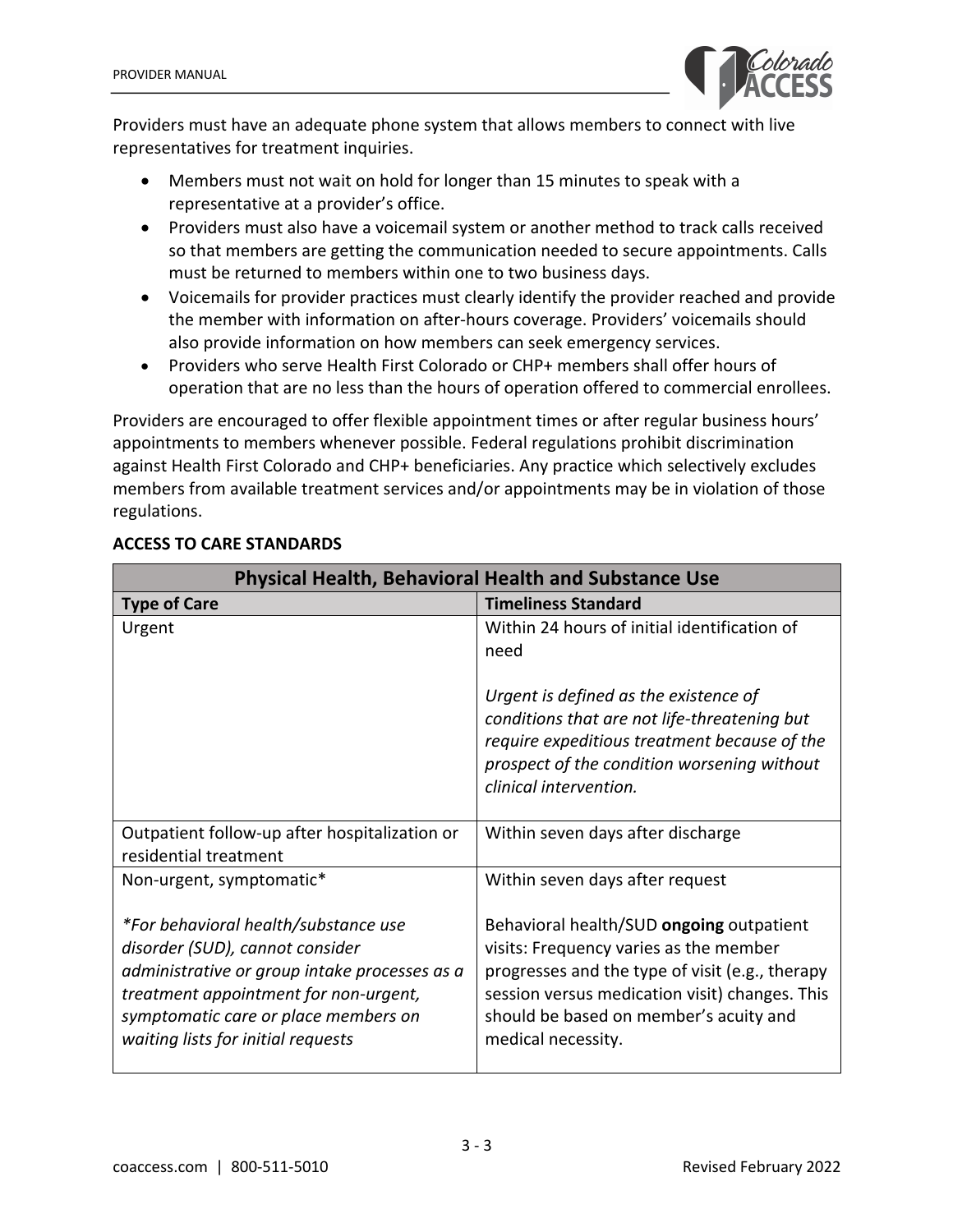Providers must have an adequate phone system that allows members to connect with live representatives for treatment inquiries.

- Members must not wait on hold for longer than 15 minutes to speak with a representative at a provider's office.
- Providers must also have a voicemail system or another method to track calls received so that members are getting the communication needed to secure appointments. Calls must be returned to members within one to two business days.
- Voicemails for provider practices must clearly identify the provider reached and provide the member with information on after-hours coverage. Providers' voicemails should also provide information on how members can seek emergency services.
- Providers who serve Health First Colorado or CHP+ members shall offer hours of operation that are no less than the hours of operation offered to commercial enrollees.

Providers are encouraged to offer flexible appointment times or after regular business hours' appointments to members whenever possible. Federal regulations prohibit discrimination against Health First Colorado and CHP+ beneficiaries. Any practice which selectively excludes members from available treatment services and/or appointments may be in violation of those regulations.

**ACCESS TO CARE STANDARDS**

| Physical Health, Behavioral Health and Substance Use | |
|---|---|
| **Type of Care** | **Timeliness Standard** |
| Urgent | Within 24 hours of initial identification of need<br><br>*Urgent is defined as the existence of conditions that are not life-threatening but require expeditious treatment because of the prospect of the condition worsening without clinical intervention.* |
| Outpatient follow-up after hospitalization or residential treatment | Within seven days after discharge |
| Non-urgent, symptomatic*<br><br>*\*For behavioral health/substance use disorder (SUD), cannot consider administrative or group intake processes as a treatment appointment for non-urgent, symptomatic care or place members on waiting lists for initial requests* | Within seven days after request<br><br>Behavioral health/SUD **ongoing** outpatient visits: Frequency varies as the member progresses and the type of visit (e.g., therapy session versus medication visit) changes. This should be based on member's acuity and medical necessity. |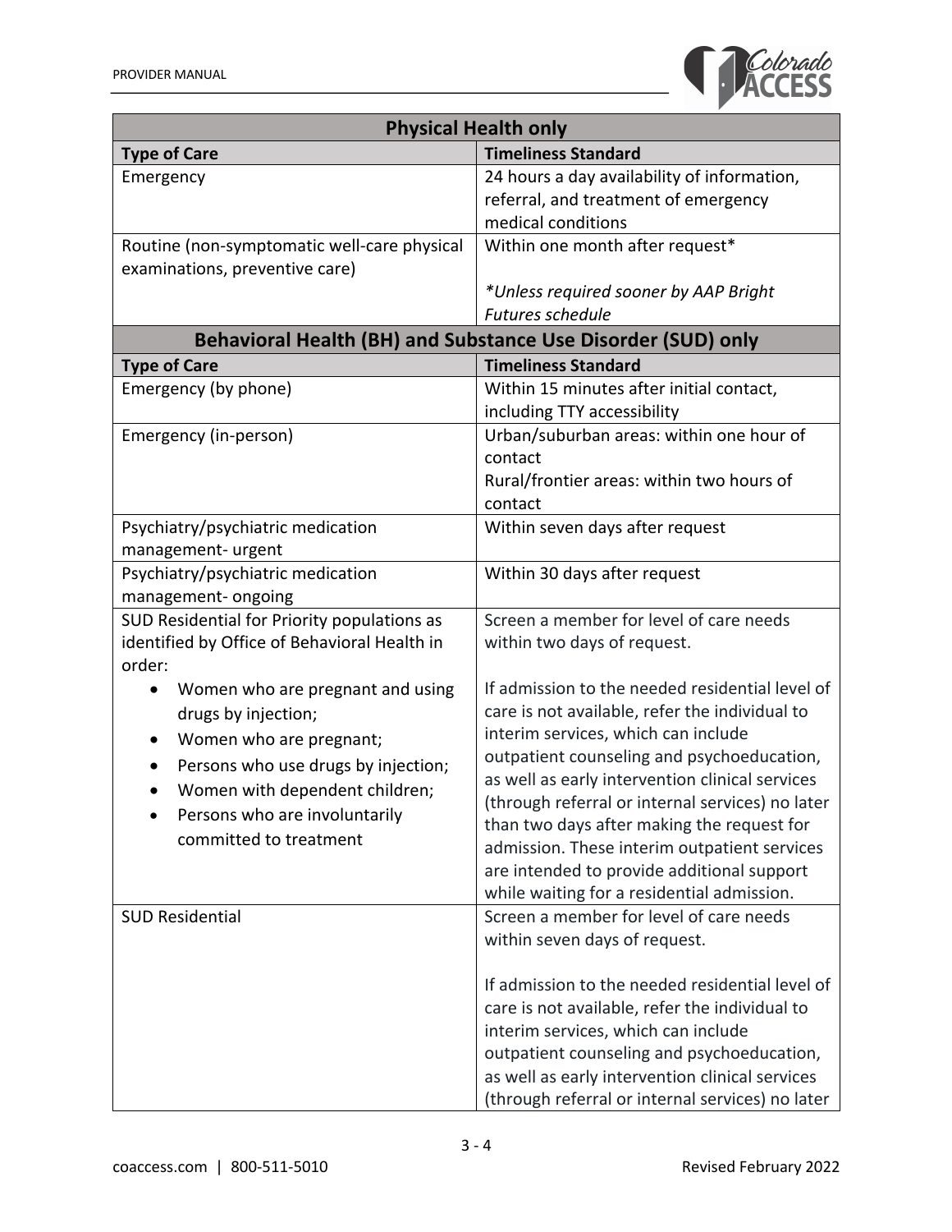| Physical Health only | |
|---|---|
| **Type of Care** | **Timeliness Standard** |
| Emergency | 24 hours a day availability of information, referral, and treatment of emergency medical conditions |
| Routine (non-symptomatic well-care physical examinations, preventive care) | Within one month after request*<br><br>*\*Unless required sooner by AAP Bright Futures schedule* |
| **Behavioral Health (BH) and Substance Use Disorder (SUD) only** | |
| **Type of Care** | **Timeliness Standard** |
| Emergency (by phone) | Within 15 minutes after initial contact, including TTY accessibility |
| Emergency (in-person) | Urban/suburban areas: within one hour of contact<br>Rural/frontier areas: within two hours of contact |
| Psychiatry/psychiatric medication management- urgent | Within seven days after request |
| Psychiatry/psychiatric medication management- ongoing | Within 30 days after request |
| SUD Residential for Priority populations as identified by Office of Behavioral Health in order:<br>• Women who are pregnant and using drugs by injection;<br>• Women who are pregnant;<br>• Persons who use drugs by injection;<br>• Women with dependent children;<br>• Persons who are involuntarily committed to treatment | Screen a member for level of care needs within two days of request.<br><br>If admission to the needed residential level of care is not available, refer the individual to interim services, which can include outpatient counseling and psychoeducation, as well as early intervention clinical services (through referral or internal services) no later than two days after making the request for admission. These interim outpatient services are intended to provide additional support while waiting for a residential admission. |
| SUD Residential | Screen a member for level of care needs within seven days of request.<br><br>If admission to the needed residential level of care is not available, refer the individual to interim services, which can include outpatient counseling and psychoeducation, as well as early intervention clinical services (through referral or internal services) no later |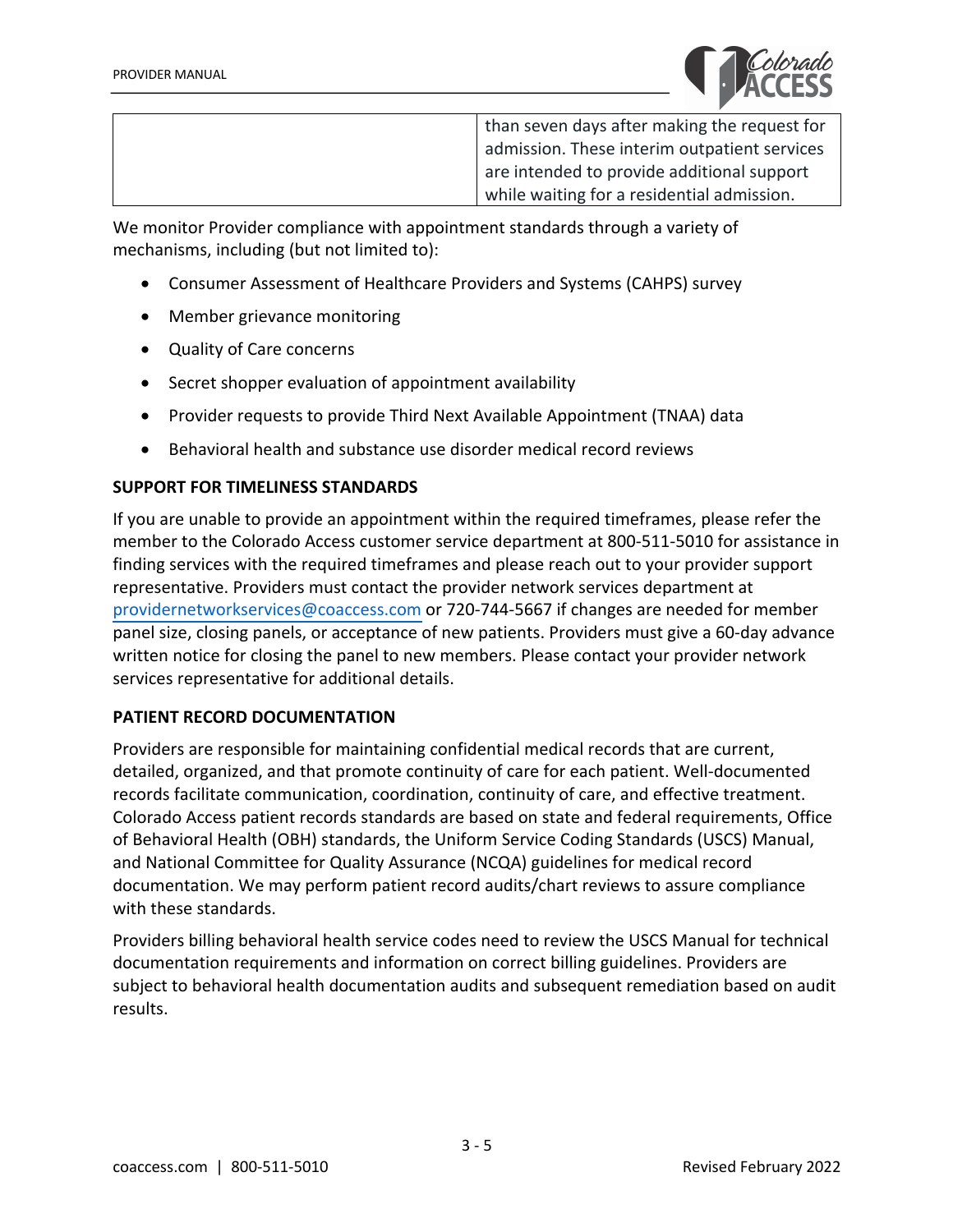| | |
|---|---|
| | than seven days after making the request for admission. These interim outpatient services are intended to provide additional support while waiting for a residential admission. |

We monitor Provider compliance with appointment standards through a variety of mechanisms, including (but not limited to):

- Consumer Assessment of Healthcare Providers and Systems (CAHPS) survey
- Member grievance monitoring
- Quality of Care concerns
- Secret shopper evaluation of appointment availability
- Provider requests to provide Third Next Available Appointment (TNAA) data
- Behavioral health and substance use disorder medical record reviews

**SUPPORT FOR TIMELINESS STANDARDS**

If you are unable to provide an appointment within the required timeframes, please refer the member to the Colorado Access customer service department at 800-511-5010 for assistance in finding services with the required timeframes and please reach out to your provider support representative. Providers must contact the provider network services department at providernetworkservices@coaccess.com or 720-744-5667 if changes are needed for member panel size, closing panels, or acceptance of new patients. Providers must give a 60-day advance written notice for closing the panel to new members. Please contact your provider network services representative for additional details.

**PATIENT RECORD DOCUMENTATION**

Providers are responsible for maintaining confidential medical records that are current, detailed, organized, and that promote continuity of care for each patient. Well-documented records facilitate communication, coordination, continuity of care, and effective treatment. Colorado Access patient records standards are based on state and federal requirements, Office of Behavioral Health (OBH) standards, the Uniform Service Coding Standards (USCS) Manual, and National Committee for Quality Assurance (NCQA) guidelines for medical record documentation. We may perform patient record audits/chart reviews to assure compliance with these standards.

Providers billing behavioral health service codes need to review the USCS Manual for technical documentation requirements and information on correct billing guidelines. Providers are subject to behavioral health documentation audits and subsequent remediation based on audit results.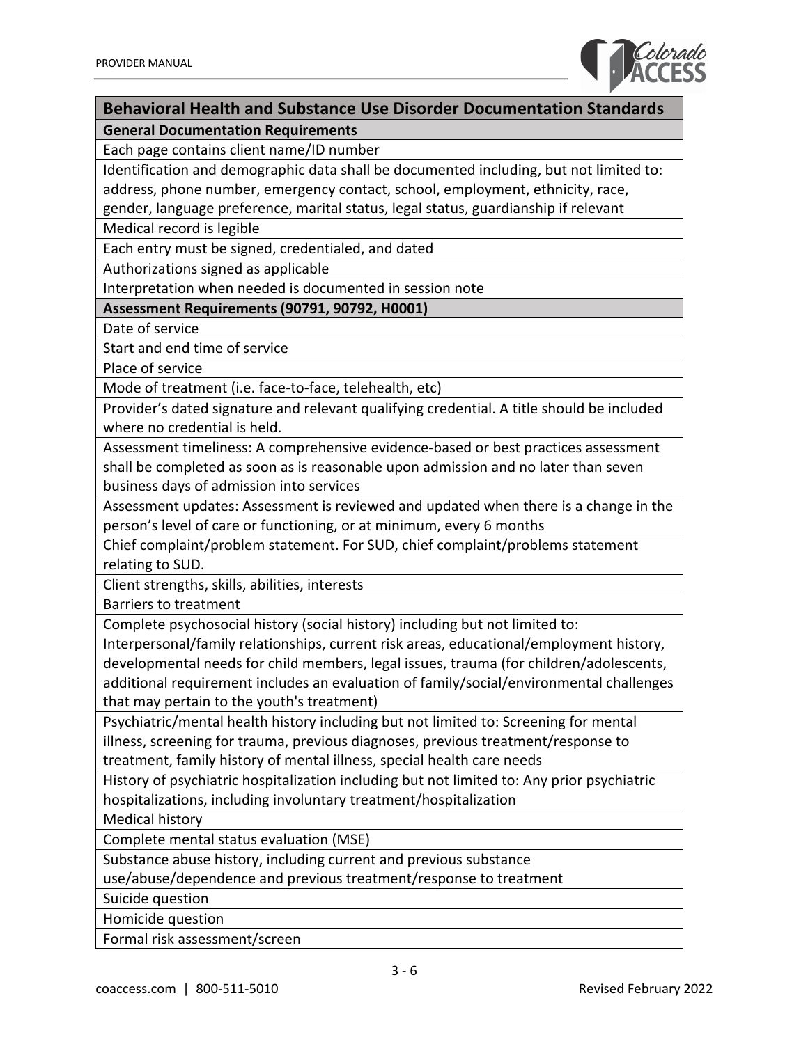| Behavioral Health and Substance Use Disorder Documentation Standards |
|---|
| **General Documentation Requirements** |
| Each page contains client name/ID number |
| Identification and demographic data shall be documented including, but not limited to: address, phone number, emergency contact, school, employment, ethnicity, race, gender, language preference, marital status, legal status, guardianship if relevant |
| Medical record is legible |
| Each entry must be signed, credentialed, and dated |
| Authorizations signed as applicable |
| Interpretation when needed is documented in session note |
| **Assessment Requirements (90791, 90792, H0001)** |
| Date of service |
| Start and end time of service |
| Place of service |
| Mode of treatment (i.e. face-to-face, telehealth, etc) |
| Provider's dated signature and relevant qualifying credential. A title should be included where no credential is held. |
| Assessment timeliness: A comprehensive evidence-based or best practices assessment shall be completed as soon as is reasonable upon admission and no later than seven business days of admission into services |
| Assessment updates: Assessment is reviewed and updated when there is a change in the person's level of care or functioning, or at minimum, every 6 months |
| Chief complaint/problem statement. For SUD, chief complaint/problems statement relating to SUD. |
| Client strengths, skills, abilities, interests |
| Barriers to treatment |
| Complete psychosocial history (social history) including but not limited to: Interpersonal/family relationships, current risk areas, educational/employment history, developmental needs for child members, legal issues, trauma (for children/adolescents, additional requirement includes an evaluation of family/social/environmental challenges that may pertain to the youth's treatment) |
| Psychiatric/mental health history including but not limited to: Screening for mental illness, screening for trauma, previous diagnoses, previous treatment/response to treatment, family history of mental illness, special health care needs |
| History of psychiatric hospitalization including but not limited to: Any prior psychiatric hospitalizations, including involuntary treatment/hospitalization |
| Medical history |
| Complete mental status evaluation (MSE) |
| Substance abuse history, including current and previous substance use/abuse/dependence and previous treatment/response to treatment |
| Suicide question |
| Homicide question |
| Formal risk assessment/screen |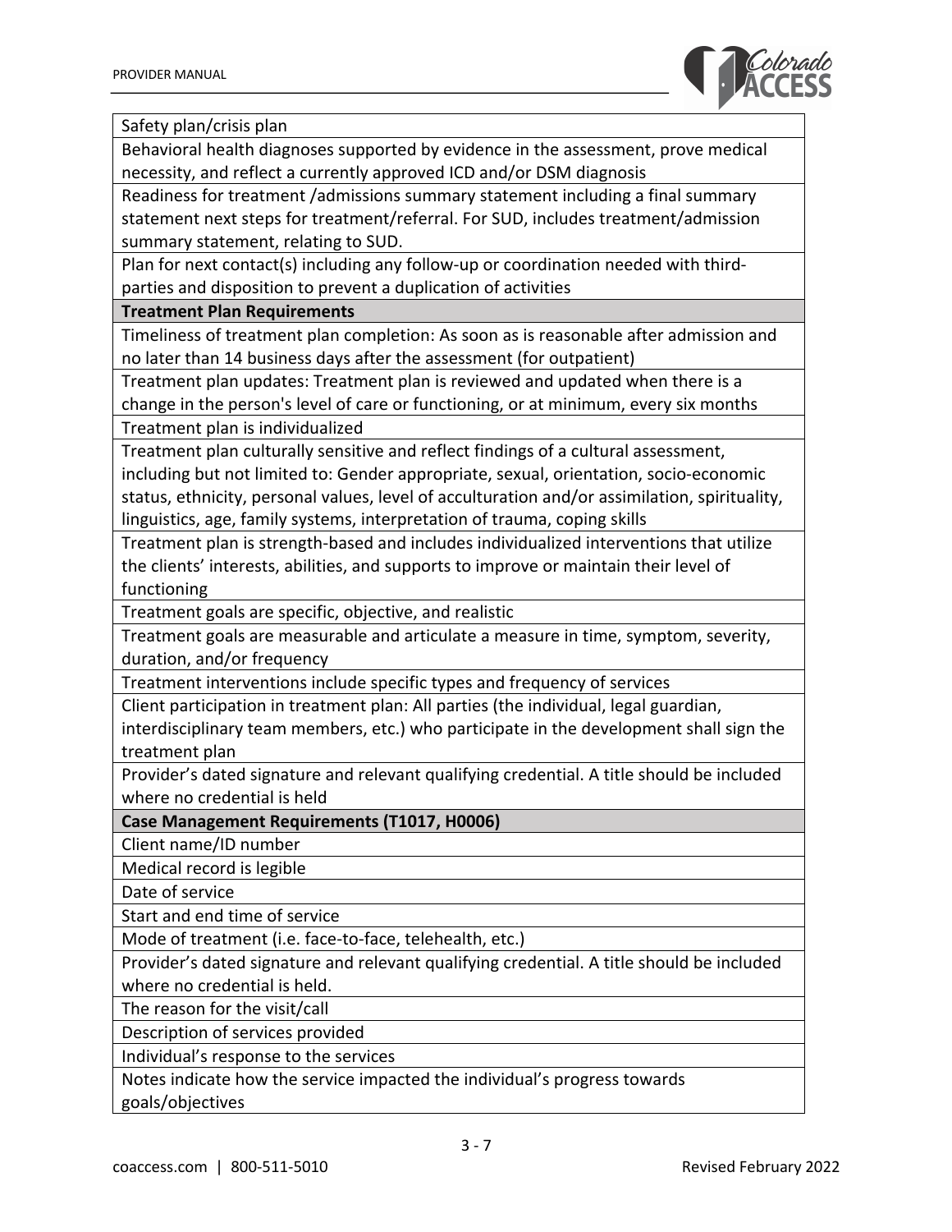| |
|---|
| Safety plan/crisis plan |
| Behavioral health diagnoses supported by evidence in the assessment, prove medical necessity, and reflect a currently approved ICD and/or DSM diagnosis |
| Readiness for treatment /admissions summary statement including a final summary statement next steps for treatment/referral. For SUD, includes treatment/admission summary statement, relating to SUD. |
| Plan for next contact(s) including any follow-up or coordination needed with third-parties and disposition to prevent a duplication of activities |
| **Treatment Plan Requirements** |
| Timeliness of treatment plan completion: As soon as is reasonable after admission and no later than 14 business days after the assessment (for outpatient) |
| Treatment plan updates: Treatment plan is reviewed and updated when there is a change in the person's level of care or functioning, or at minimum, every six months |
| Treatment plan is individualized |
| Treatment plan culturally sensitive and reflect findings of a cultural assessment, including but not limited to: Gender appropriate, sexual, orientation, socio-economic status, ethnicity, personal values, level of acculturation and/or assimilation, spirituality, linguistics, age, family systems, interpretation of trauma, coping skills |
| Treatment plan is strength-based and includes individualized interventions that utilize the clients' interests, abilities, and supports to improve or maintain their level of functioning |
| Treatment goals are specific, objective, and realistic |
| Treatment goals are measurable and articulate a measure in time, symptom, severity, duration, and/or frequency |
| Treatment interventions include specific types and frequency of services |
| Client participation in treatment plan: All parties (the individual, legal guardian, interdisciplinary team members, etc.) who participate in the development shall sign the treatment plan |
| Provider's dated signature and relevant qualifying credential. A title should be included where no credential is held |
| **Case Management Requirements (T1017, H0006)** |
| Client name/ID number |
| Medical record is legible |
| Date of service |
| Start and end time of service |
| Mode of treatment (i.e. face-to-face, telehealth, etc.) |
| Provider's dated signature and relevant qualifying credential. A title should be included where no credential is held. |
| The reason for the visit/call |
| Description of services provided |
| Individual's response to the services |
| Notes indicate how the service impacted the individual's progress towards goals/objectives |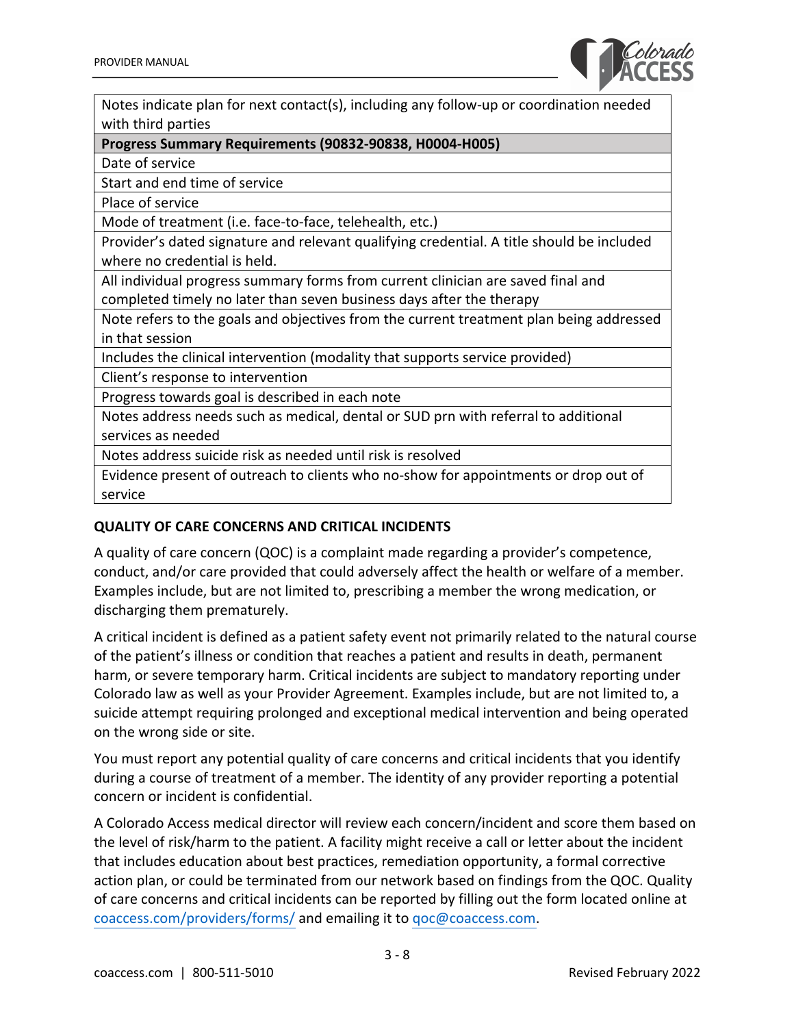| Notes indicate plan for next contact(s), including any follow-up or coordination needed with third parties |
|---|
| **Progress Summary Requirements (90832-90838, H0004-H005)** |
| Date of service |
| Start and end time of service |
| Place of service |
| Mode of treatment (i.e. face-to-face, telehealth, etc.) |
| Provider's dated signature and relevant qualifying credential. A title should be included where no credential is held. |
| All individual progress summary forms from current clinician are saved final and completed timely no later than seven business days after the therapy |
| Note refers to the goals and objectives from the current treatment plan being addressed in that session |
| Includes the clinical intervention (modality that supports service provided) |
| Client's response to intervention |
| Progress towards goal is described in each note |
| Notes address needs such as medical, dental or SUD prn with referral to additional services as needed |
| Notes address suicide risk as needed until risk is resolved |
| Evidence present of outreach to clients who no-show for appointments or drop out of service |

### QUALITY OF CARE CONCERNS AND CRITICAL INCIDENTS

A quality of care concern (QOC) is a complaint made regarding a provider's competence, conduct, and/or care provided that could adversely affect the health or welfare of a member. Examples include, but are not limited to, prescribing a member the wrong medication, or discharging them prematurely.

A critical incident is defined as a patient safety event not primarily related to the natural course of the patient's illness or condition that reaches a patient and results in death, permanent harm, or severe temporary harm. Critical incidents are subject to mandatory reporting under Colorado law as well as your Provider Agreement. Examples include, but are not limited to, a suicide attempt requiring prolonged and exceptional medical intervention and being operated on the wrong side or site.

You must report any potential quality of care concerns and critical incidents that you identify during a course of treatment of a member. The identity of any provider reporting a potential concern or incident is confidential.

A Colorado Access medical director will review each concern/incident and score them based on the level of risk/harm to the patient. A facility might receive a call or letter about the incident that includes education about best practices, remediation opportunity, a formal corrective action plan, or could be terminated from our network based on findings from the QOC. Quality of care concerns and critical incidents can be reported by filling out the form located online at coaccess.com/providers/forms/ and emailing it to qoc@coaccess.com.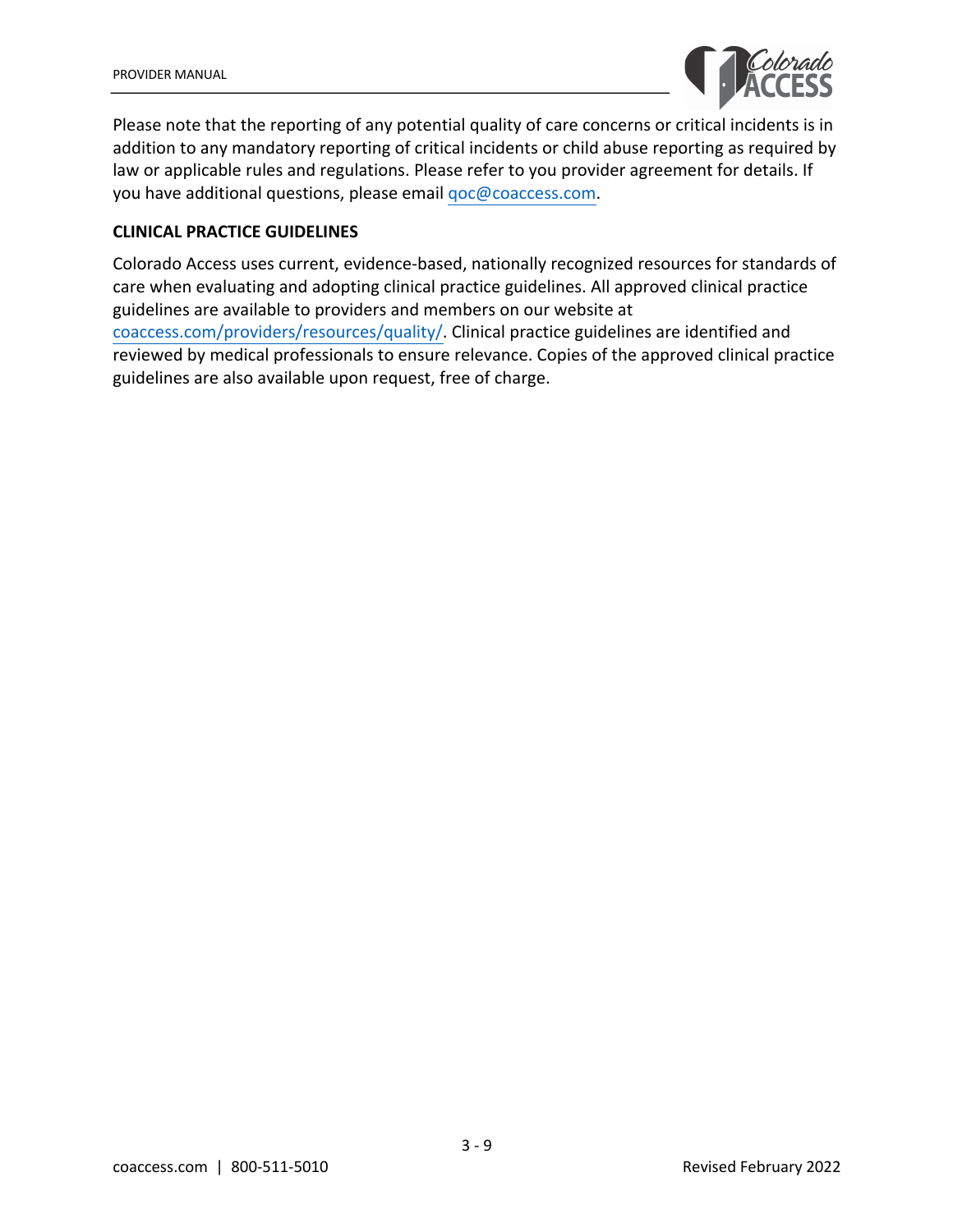Please note that the reporting of any potential quality of care concerns or critical incidents is in addition to any mandatory reporting of critical incidents or child abuse reporting as required by law or applicable rules and regulations. Please refer to you provider agreement for details. If you have additional questions, please email qoc@coaccess.com.

**CLINICAL PRACTICE GUIDELINES**

Colorado Access uses current, evidence-based, nationally recognized resources for standards of care when evaluating and adopting clinical practice guidelines. All approved clinical practice guidelines are available to providers and members on our website at coaccess.com/providers/resources/quality/. Clinical practice guidelines are identified and reviewed by medical professionals to ensure relevance. Copies of the approved clinical practice guidelines are also available upon request, free of charge.